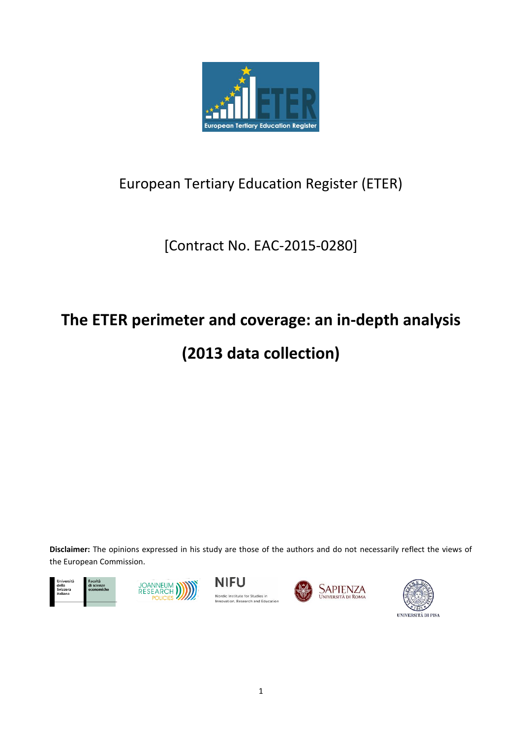European Tertiary Education Register (ETER)

[Contract No. EAC-2015-0280]

# The ETER perimeter and coverage: an in-depth analysis

# (2013 data collection)

**Disclaimer:** The opinions expressed in his study are those of the authors and do not necessarily reflect the views of the European Commission.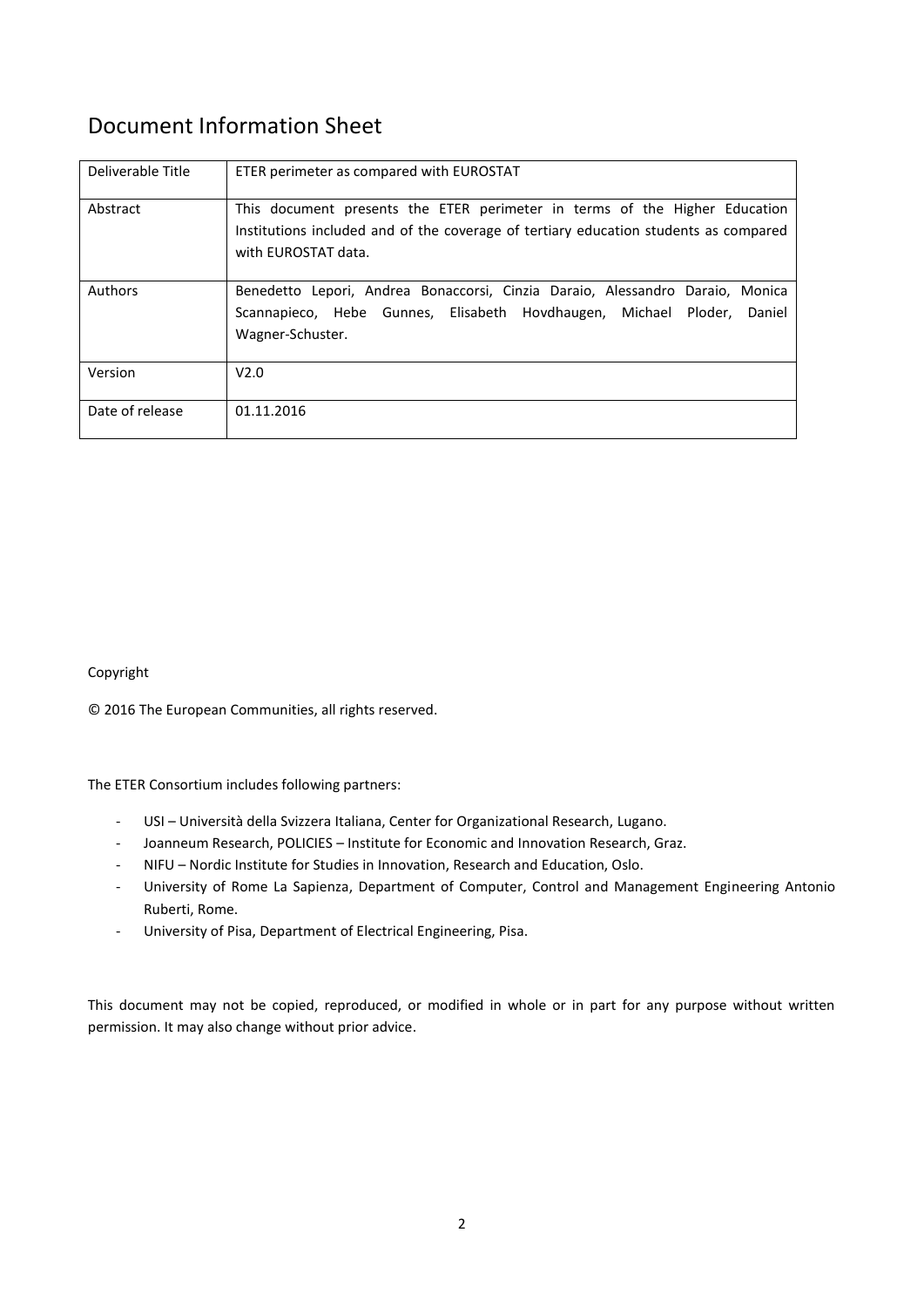# Document Information Sheet

| Deliverable Title | ETER perimeter as compared with EUROSTAT |
|---|---|
| Abstract | This document presents the ETER perimeter in terms of the Higher Education Institutions included and of the coverage of tertiary education students as compared with EUROSTAT data. |
| Authors | Benedetto Lepori, Andrea Bonaccorsi, Cinzia Daraio, Alessandro Daraio, Monica Scannapieco, Hebe Gunnes, Elisabeth Hovdhaugen, Michael Ploder, Daniel Wagner-Schuster. |
| Version | V2.0 |
| Date of release | 01.11.2016 |

Copyright

© 2016 The European Communities, all rights reserved.

The ETER Consortium includes following partners:

- USI – Università della Svizzera Italiana, Center for Organizational Research, Lugano.
- Joanneum Research, POLICIES – Institute for Economic and Innovation Research, Graz.
- NIFU – Nordic Institute for Studies in Innovation, Research and Education, Oslo.
- University of Rome La Sapienza, Department of Computer, Control and Management Engineering Antonio Ruberti, Rome.
- University of Pisa, Department of Electrical Engineering, Pisa.

This document may not be copied, reproduced, or modified in whole or in part for any purpose without written permission. It may also change without prior advice.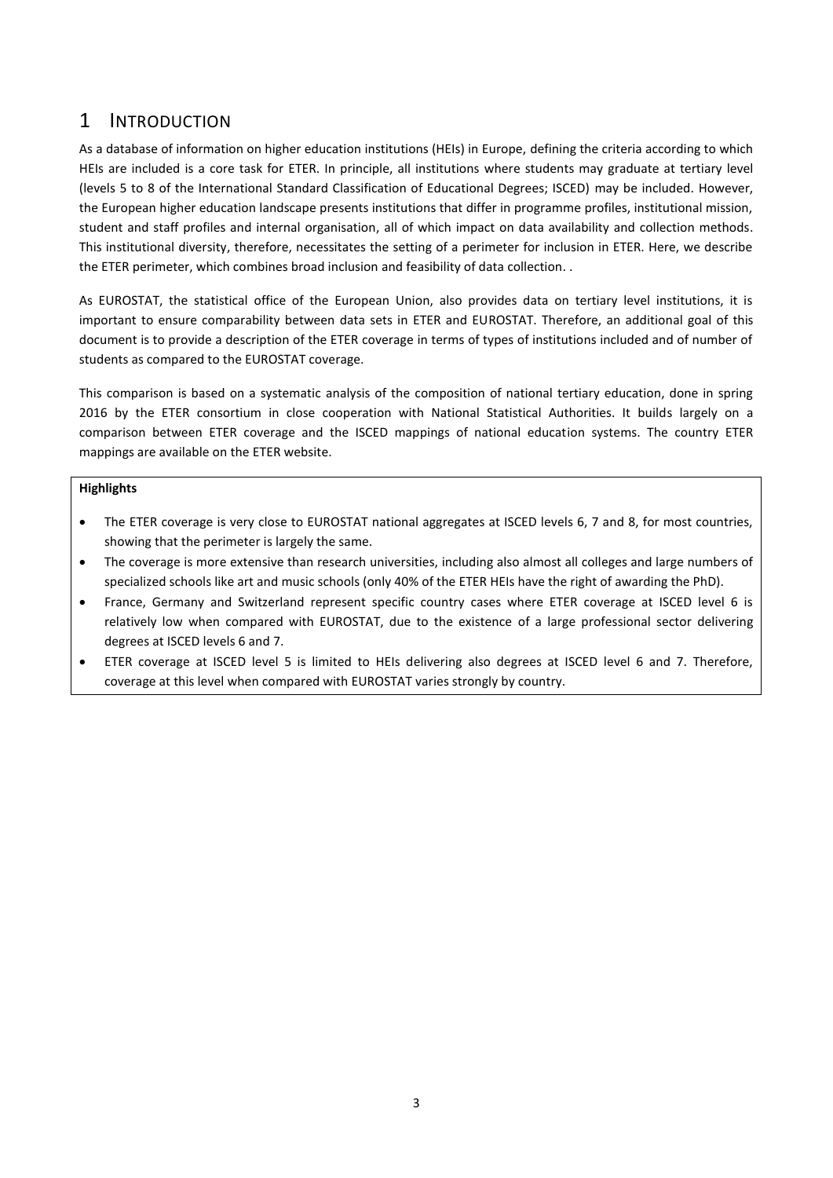# 1 INTRODUCTION

As a database of information on higher education institutions (HEIs) in Europe, defining the criteria according to which HEIs are included is a core task for ETER. In principle, all institutions where students may graduate at tertiary level (levels 5 to 8 of the International Standard Classification of Educational Degrees; ISCED) may be included. However, the European higher education landscape presents institutions that differ in programme profiles, institutional mission, student and staff profiles and internal organisation, all of which impact on data availability and collection methods. This institutional diversity, therefore, necessitates the setting of a perimeter for inclusion in ETER. Here, we describe the ETER perimeter, which combines broad inclusion and feasibility of data collection. .

As EUROSTAT, the statistical office of the European Union, also provides data on tertiary level institutions, it is important to ensure comparability between data sets in ETER and EUROSTAT. Therefore, an additional goal of this document is to provide a description of the ETER coverage in terms of types of institutions included and of number of students as compared to the EUROSTAT coverage.

This comparison is based on a systematic analysis of the composition of national tertiary education, done in spring 2016 by the ETER consortium in close cooperation with National Statistical Authorities. It builds largely on a comparison between ETER coverage and the ISCED mappings of national education systems. The country ETER mappings are available on the ETER website.

**Highlights**

- The ETER coverage is very close to EUROSTAT national aggregates at ISCED levels 6, 7 and 8, for most countries, showing that the perimeter is largely the same.
- The coverage is more extensive than research universities, including also almost all colleges and large numbers of specialized schools like art and music schools (only 40% of the ETER HEIs have the right of awarding the PhD).
- France, Germany and Switzerland represent specific country cases where ETER coverage at ISCED level 6 is relatively low when compared with EUROSTAT, due to the existence of a large professional sector delivering degrees at ISCED levels 6 and 7.
- ETER coverage at ISCED level 5 is limited to HEIs delivering also degrees at ISCED level 6 and 7. Therefore, coverage at this level when compared with EUROSTAT varies strongly by country.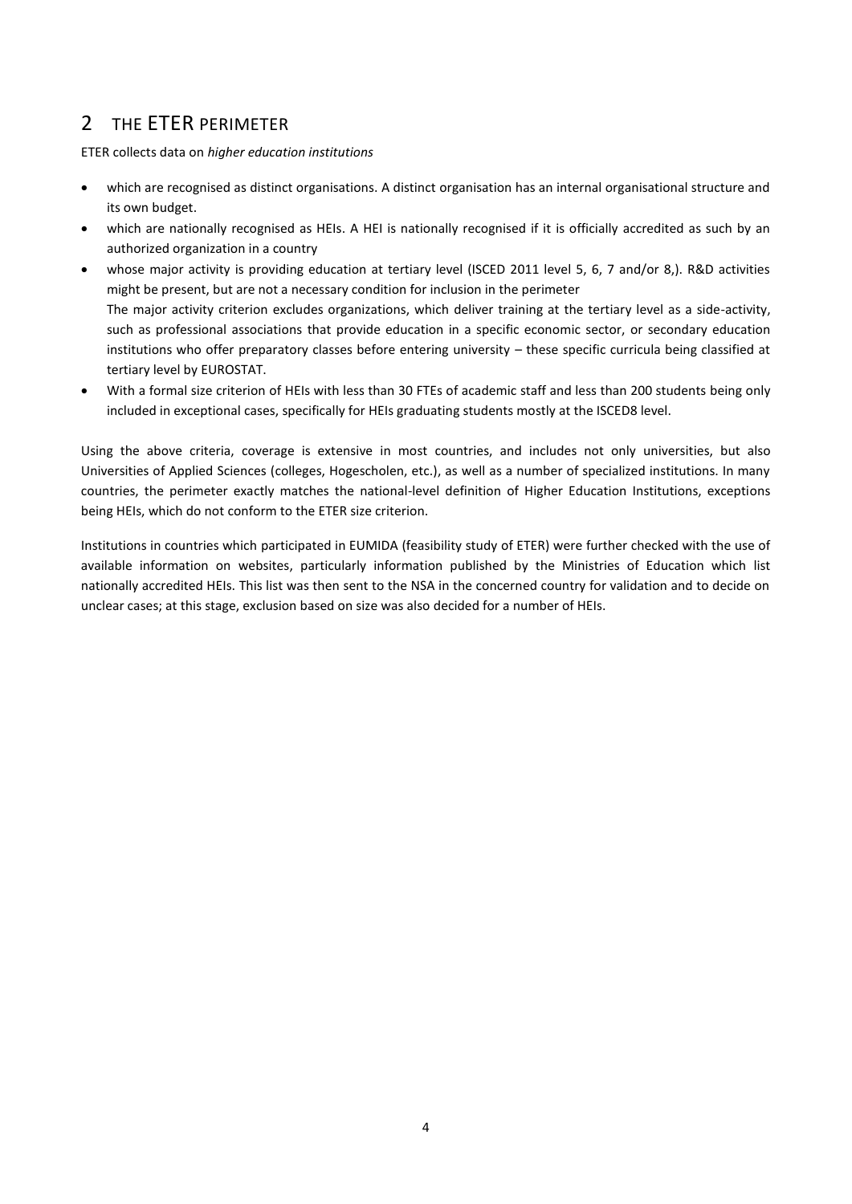## 2 THE ETER PERIMETER

ETER collects data on *higher education institutions*

- which are recognised as distinct organisations. A distinct organisation has an internal organisational structure and its own budget.
- which are nationally recognised as HEIs. A HEI is nationally recognised if it is officially accredited as such by an authorized organization in a country
- whose major activity is providing education at tertiary level (ISCED 2011 level 5, 6, 7 and/or 8,). R&D activities might be present, but are not a necessary condition for inclusion in the perimeter
  The major activity criterion excludes organizations, which deliver training at the tertiary level as a side-activity, such as professional associations that provide education in a specific economic sector, or secondary education institutions who offer preparatory classes before entering university – these specific curricula being classified at tertiary level by EUROSTAT.
- With a formal size criterion of HEIs with less than 30 FTEs of academic staff and less than 200 students being only included in exceptional cases, specifically for HEIs graduating students mostly at the ISCED8 level.

Using the above criteria, coverage is extensive in most countries, and includes not only universities, but also Universities of Applied Sciences (colleges, Hogescholen, etc.), as well as a number of specialized institutions. In many countries, the perimeter exactly matches the national-level definition of Higher Education Institutions, exceptions being HEIs, which do not conform to the ETER size criterion.

Institutions in countries which participated in EUMIDA (feasibility study of ETER) were further checked with the use of available information on websites, particularly information published by the Ministries of Education which list nationally accredited HEIs. This list was then sent to the NSA in the concerned country for validation and to decide on unclear cases; at this stage, exclusion based on size was also decided for a number of HEIs.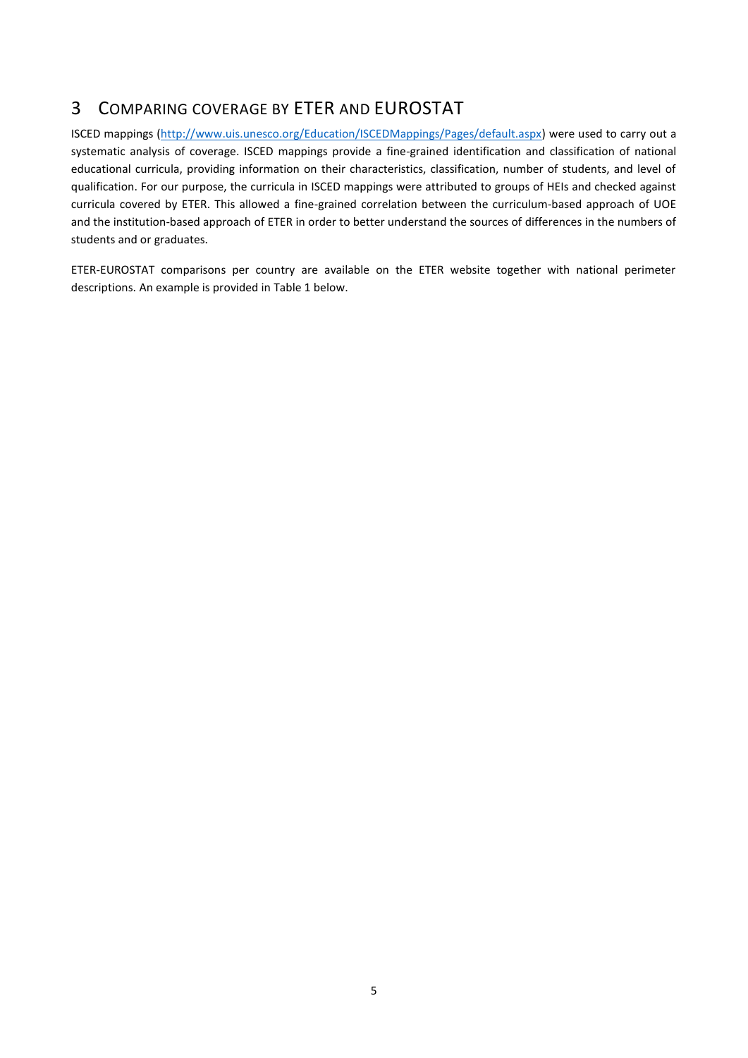# 3 COMPARING COVERAGE BY ETER AND EUROSTAT

ISCED mappings (http://www.uis.unesco.org/Education/ISCEDMappings/Pages/default.aspx) were used to carry out a systematic analysis of coverage. ISCED mappings provide a fine-grained identification and classification of national educational curricula, providing information on their characteristics, classification, number of students, and level of qualification. For our purpose, the curricula in ISCED mappings were attributed to groups of HEIs and checked against curricula covered by ETER. This allowed a fine-grained correlation between the curriculum-based approach of UOE and the institution-based approach of ETER in order to better understand the sources of differences in the numbers of students and or graduates.

ETER-EUROSTAT comparisons per country are available on the ETER website together with national perimeter descriptions. An example is provided in Table 1 below.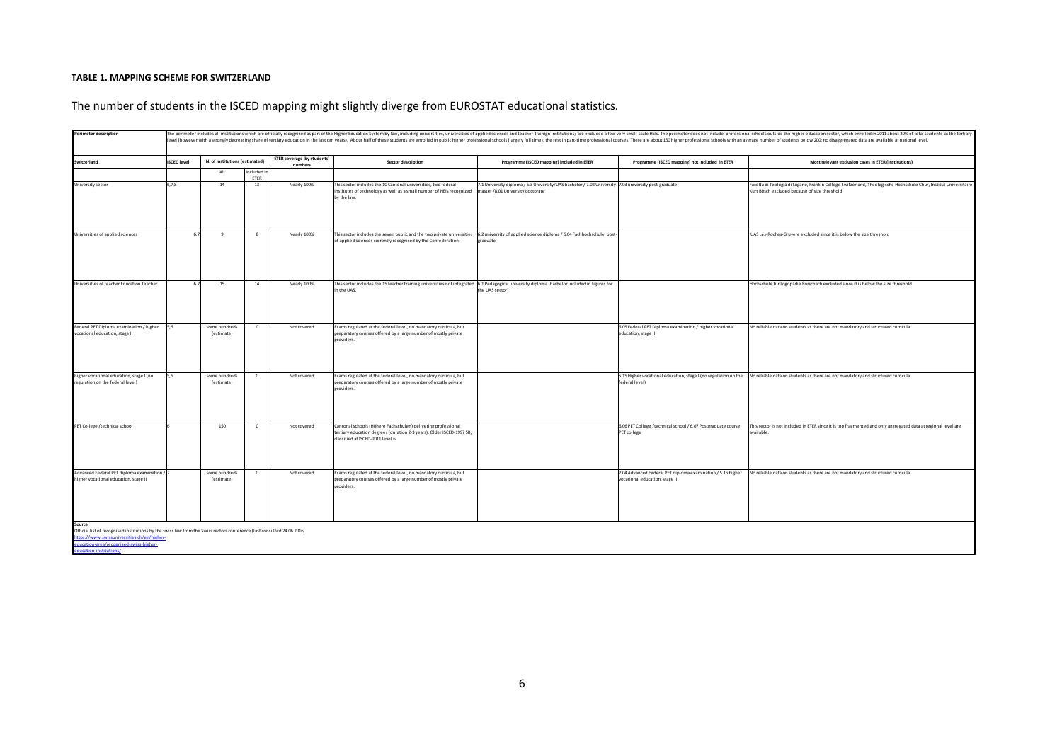**TABLE 1. MAPPING SCHEME FOR SWITZERLAND**

The number of students in the ISCED mapping might slightly diverge from EUROSTAT educational statistics.

| Perimeter description | The perimeter includes all institutions which are officially recognized as part of the Higher Education System by law, including universities, universities of applied sciences and teacher-trainign institutions; are excluded a few very small-scale HEIs. The perimeter does not include professional schools outside the higher education sector, which enrolled in 2011 about 20% of total students at the tertiary level (however with a strongly decreasing share of tertiary education in the last ten years). About half of these students are enrolled in public higher professional schools (largely full time), the rest in part-time professional courses. There are about 150 higher professional schools with an average number of students below 200; no disaggregated data are available at national level. | | | | | | | |
|---|---|---|---|---|---|---|---|---|
| **Switzerland** | **ISCED level** | **N. of Institutions (estimated)** | | **ETER coverage by students' numbers** | **Sector description** | **Programme (ISCED mapping) included in ETER** | **Programme (ISCED mapping) not included in ETER** | **Most relevant exclusion cases in ETER (institutions)** |
| | | All | Included in ETER | | | | | |
| University sector | 6,7,8 | 14 | 13 | Nearly 100% | This sector includes the 10 Cantonal universities, two federal institutes of technology as well as a small number of HEIs recognized by the law. | 7.1 University diploma / 6.3 University/UAS bachelor / 7.02 University master /8.01 University doctorate | 7.03 university post-graduate | Facoltà di Teologia di Lugano, Frankin College Switzerland, Theologische Hochschule Chur, Institut Universitaire Kurt Bösch excluded because of size threshold |
| Universities of applied sciences | 6.7 | 9 | 8 | Nearly 100% | This sector includes the seven public and the two private universities of applied sciences currently recognised by the Confederation. | 6.2 university of applied science diploma / 6.04 Fachhochschule, post-graduate | | UAS Les-Roches-Gruyere excluded since it is below the size threshold |
| Universities of teacher Education Teacher | 6.7 | 15 | 14 | Nearly 100% | This sector includes the 15 teacher training universities not integrated in the UAS. | 6.1 Pedagogical university diploma (bachelor included in figures for the UAS sector) | | Hochschule für Logopädie Rorschach excluded since it is below the size threshold |
| Federal PET Diploma examination / higher vocational education, stage I | 5,6 | some hundreds (estimate) | 0 | Not covered | Exams regulated at the federal level, no mandatory curricula, but preparatory courses offered by a large number of mostly private providers. | | 6.05 Federal PET Diploma examination / higher vocational education, stage I | No reliable data on students as there are not mandatory and structured curricula. |
| higher vocational education, stage I (no regulation on the federal level) | 5,6 | some hundreds (estimate) | 0 | Not covered | Exams regulated at the federal level, no mandatory curricula, but preparatory courses offered by a large number of mostly private providers. | | 5.15 Higher vocational education, stage I (no regulation on the federal level) | No reliable data on students as there are not mandatory and structured curricula. |
| PET College /technical school | 6 | 150 | 0 | Not covered | Cantonal schools (Höhere Fachschulen) delivering professional tertiary education degrees (duration 2-3 years). Older ISCED-1997 5B, classified at ISCED-2011 level 6. | | 6.06 PET College /technical school / 6.07 Postgraduate course PET college | This sector is not included in ETER since it is too fragmented and only aggregated data at regional level are available. |
| Advanced Federal PET diploma examination / higher vocational education, stage II | 7 | some hundreds (estimate) | 0 | Not covered | Exams regulated at the federal level, no mandatory curricula, but preparatory courses offered by a large number of mostly private providers. | | 7.04 Advanced Federal PET diploma examination / 5.16 higher vocational education, stage II | No reliable data on students as there are not mandatory and structured curricula. |

**Source**
Official list of recognised institutions by the swiss law from the Swiss rectors conference (last consulted 24.06.2016)
https://www.swissuniversities.ch/en/higher-education-area/recognised-swiss-higher-education-institutions/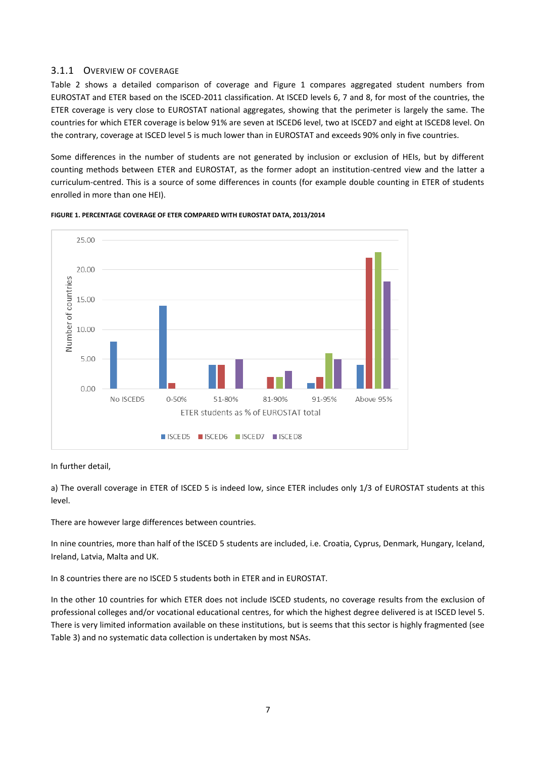### 3.1.1 Overview of coverage

Table 2 shows a detailed comparison of coverage and Figure 1 compares aggregated student numbers from EUROSTAT and ETER based on the ISCED-2011 classification. At ISCED levels 6, 7 and 8, for most of the countries, the ETER coverage is very close to EUROSTAT national aggregates, showing that the perimeter is largely the same. The countries for which ETER coverage is below 91% are seven at ISCED6 level, two at ISCED7 and eight at ISCED8 level. On the contrary, coverage at ISCED level 5 is much lower than in EUROSTAT and exceeds 90% only in five countries.

Some differences in the number of students are not generated by inclusion or exclusion of HEIs, but by different counting methods between ETER and EUROSTAT, as the former adopt an institution-centred view and the latter a curriculum-centred. This is a source of some differences in counts (for example double counting in ETER of students enrolled in more than one HEI).

**FIGURE 1. PERCENTAGE COVERAGE OF ETER COMPARED WITH EUROSTAT DATA, 2013/2014**

In further detail,

a) The overall coverage in ETER of ISCED 5 is indeed low, since ETER includes only 1/3 of EUROSTAT students at this level.

There are however large differences between countries.

In nine countries, more than half of the ISCED 5 students are included, i.e. Croatia, Cyprus, Denmark, Hungary, Iceland, Ireland, Latvia, Malta and UK.

In 8 countries there are no ISCED 5 students both in ETER and in EUROSTAT.

In the other 10 countries for which ETER does not include ISCED students, no coverage results from the exclusion of professional colleges and/or vocational educational centres, for which the highest degree delivered is at ISCED level 5. There is very limited information available on these institutions, but is seems that this sector is highly fragmented (see Table 3) and no systematic data collection is undertaken by most NSAs.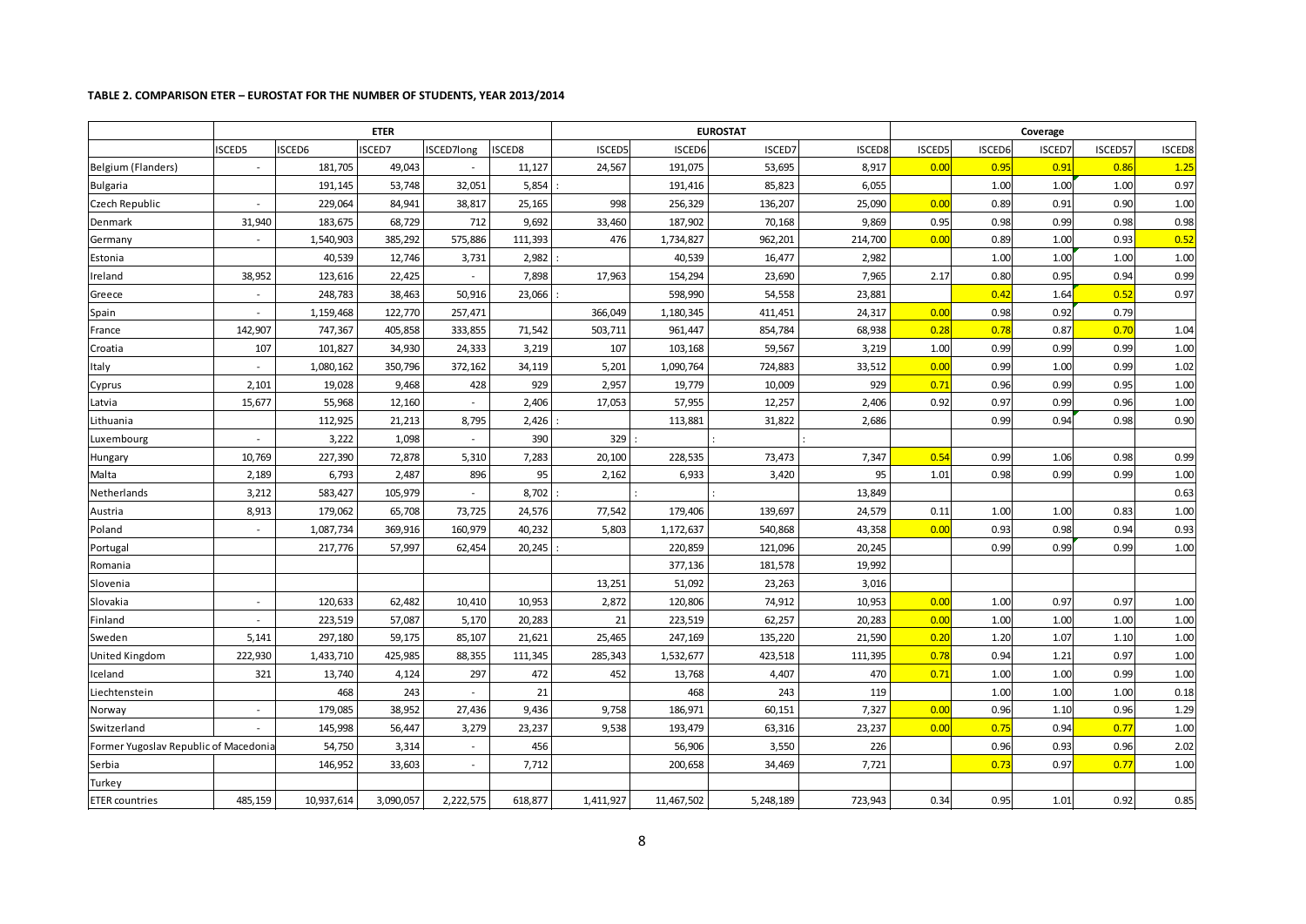**TABLE 2. COMPARISON ETER – EUROSTAT FOR THE NUMBER OF STUDENTS, YEAR 2013/2014**

| | ETER | | | | | EUROSTAT | | | | Coverage | | | | |
|---|---|---|---|---|---|---|---|---|---|---|---|---|---|---|
| | ISCED5 | ISCED6 | ISCED7 | ISCED7long | ISCED8 | ISCED5 | ISCED6 | ISCED7 | ISCED8 | ISCED5 | ISCED6 | ISCED7 | ISCED57 | ISCED8 |
| Belgium (Flanders) | - | 181,705 | 49,043 | - | 11,127 | 24,567 | 191,075 | 53,695 | 8,917 | 0.00 | 0.95 | 0.91 | 0.86 | 1.25 |
| Bulgaria | | 191,145 | 53,748 | 32,051 | 5,854 | : | 191,416 | 85,823 | 6,055 | | 1.00 | 1.00 | 1.00 | 0.97 |
| Czech Republic | - | 229,064 | 84,941 | 38,817 | 25,165 | 998 | 256,329 | 136,207 | 25,090 | 0.00 | 0.89 | 0.91 | 0.90 | 1.00 |
| Denmark | 31,940 | 183,675 | 68,729 | 712 | 9,692 | 33,460 | 187,902 | 70,168 | 9,869 | 0.95 | 0.98 | 0.99 | 0.98 | 0.98 |
| Germany | - | 1,540,903 | 385,292 | 575,886 | 111,393 | 476 | 1,734,827 | 962,201 | 214,700 | 0.00 | 0.89 | 1.00 | 0.93 | 0.52 |
| Estonia | | 40,539 | 12,746 | 3,731 | 2,982 | : | 40,539 | 16,477 | 2,982 | | 1.00 | 1.00 | 1.00 | 1.00 |
| Ireland | 38,952 | 123,616 | 22,425 | - | 7,898 | 17,963 | 154,294 | 23,690 | 7,965 | 2.17 | 0.80 | 0.95 | 0.94 | 0.99 |
| Greece | - | 248,783 | 38,463 | 50,916 | 23,066 | : | 598,990 | 54,558 | 23,881 | | 0.42 | 1.64 | 0.52 | 0.97 |
| Spain | - | 1,159,468 | 122,770 | 257,471 | | 366,049 | 1,180,345 | 411,451 | 24,317 | 0.00 | 0.98 | 0.92 | 0.79 | |
| France | 142,907 | 747,367 | 405,858 | 333,855 | 71,542 | 503,711 | 961,447 | 854,784 | 68,938 | 0.28 | 0.78 | 0.87 | 0.70 | 1.04 |
| Croatia | 107 | 101,827 | 34,930 | 24,333 | 3,219 | 107 | 103,168 | 59,567 | 3,219 | 1.00 | 0.99 | 0.99 | 0.99 | 1.00 |
| Italy | - | 1,080,162 | 350,796 | 372,162 | 34,119 | 5,201 | 1,090,764 | 724,883 | 33,512 | 0.00 | 0.99 | 1.00 | 0.99 | 1.02 |
| Cyprus | 2,101 | 19,028 | 9,468 | 428 | 929 | 2,957 | 19,779 | 10,009 | 929 | 0.71 | 0.96 | 0.99 | 0.95 | 1.00 |
| Latvia | 15,677 | 55,968 | 12,160 | - | 2,406 | 17,053 | 57,955 | 12,257 | 2,406 | 0.92 | 0.97 | 0.99 | 0.96 | 1.00 |
| Lithuania | | 112,925 | 21,213 | 8,795 | 2,426 | : | 113,881 | 31,822 | 2,686 | | 0.99 | 0.94 | 0.98 | 0.90 |
| Luxembourg | - | 3,222 | 1,098 | - | 390 | 329 | : | : | : | | | | | |
| Hungary | 10,769 | 227,390 | 72,878 | 5,310 | 7,283 | 20,100 | 228,535 | 73,473 | 7,347 | 0.54 | 0.99 | 1.06 | 0.98 | 0.99 |
| Malta | 2,189 | 6,793 | 2,487 | 896 | 95 | 2,162 | 6,933 | 3,420 | 95 | 1.01 | 0.98 | 0.99 | 0.99 | 1.00 |
| Netherlands | 3,212 | 583,427 | 105,979 | - | 8,702 | : | : | : | 13,849 | | | | | 0.63 |
| Austria | 8,913 | 179,062 | 65,708 | 73,725 | 24,576 | 77,542 | 179,406 | 139,697 | 24,579 | 0.11 | 1.00 | 1.00 | 0.83 | 1.00 |
| Poland | - | 1,087,734 | 369,916 | 160,979 | 40,232 | 5,803 | 1,172,637 | 540,868 | 43,358 | 0.00 | 0.93 | 0.98 | 0.94 | 0.93 |
| Portugal | | 217,776 | 57,997 | 62,454 | 20,245 | : | 220,859 | 121,096 | 20,245 | | 0.99 | 0.99 | 0.99 | 1.00 |
| Romania | | | | | | | 377,136 | 181,578 | 19,992 | | | | | |
| Slovenia | | | | | | 13,251 | 51,092 | 23,263 | 3,016 | | | | | |
| Slovakia | - | 120,633 | 62,482 | 10,410 | 10,953 | 2,872 | 120,806 | 74,912 | 10,953 | 0.00 | 1.00 | 0.97 | 0.97 | 1.00 |
| Finland | - | 223,519 | 57,087 | 5,170 | 20,283 | 21 | 223,519 | 62,257 | 20,283 | 0.00 | 1.00 | 1.00 | 1.00 | 1.00 |
| Sweden | 5,141 | 297,180 | 59,175 | 85,107 | 21,621 | 25,465 | 247,169 | 135,220 | 21,590 | 0.20 | 1.20 | 1.07 | 1.10 | 1.00 |
| United Kingdom | 222,930 | 1,433,710 | 425,985 | 88,355 | 111,345 | 285,343 | 1,532,677 | 423,518 | 111,395 | 0.78 | 0.94 | 1.21 | 0.97 | 1.00 |
| Iceland | 321 | 13,740 | 4,124 | 297 | 472 | 452 | 13,768 | 4,407 | 470 | 0.71 | 1.00 | 1.00 | 0.99 | 1.00 |
| Liechtenstein | | 468 | 243 | - | 21 | | 468 | 243 | 119 | | 1.00 | 1.00 | 1.00 | 0.18 |
| Norway | - | 179,085 | 38,952 | 27,436 | 9,436 | 9,758 | 186,971 | 60,151 | 7,327 | 0.00 | 0.96 | 1.10 | 0.96 | 1.29 |
| Switzerland | - | 145,998 | 56,447 | 3,279 | 23,237 | 9,538 | 193,479 | 63,316 | 23,237 | 0.00 | 0.75 | 0.94 | 0.77 | 1.00 |
| Former Yugoslav Republic of Macedonia | | 54,750 | 3,314 | - | 456 | | 56,906 | 3,550 | 226 | | 0.96 | 0.93 | 0.96 | 2.02 |
| Serbia | | 146,952 | 33,603 | - | 7,712 | | 200,658 | 34,469 | 7,721 | | 0.73 | 0.97 | 0.77 | 1.00 |
| Turkey | | | | | | | | | | | | | | |
| ETER countries | 485,159 | 10,937,614 | 3,090,057 | 2,222,575 | 618,877 | 1,411,927 | 11,467,502 | 5,248,189 | 723,943 | 0.34 | 0.95 | 1.01 | 0.92 | 0.85 |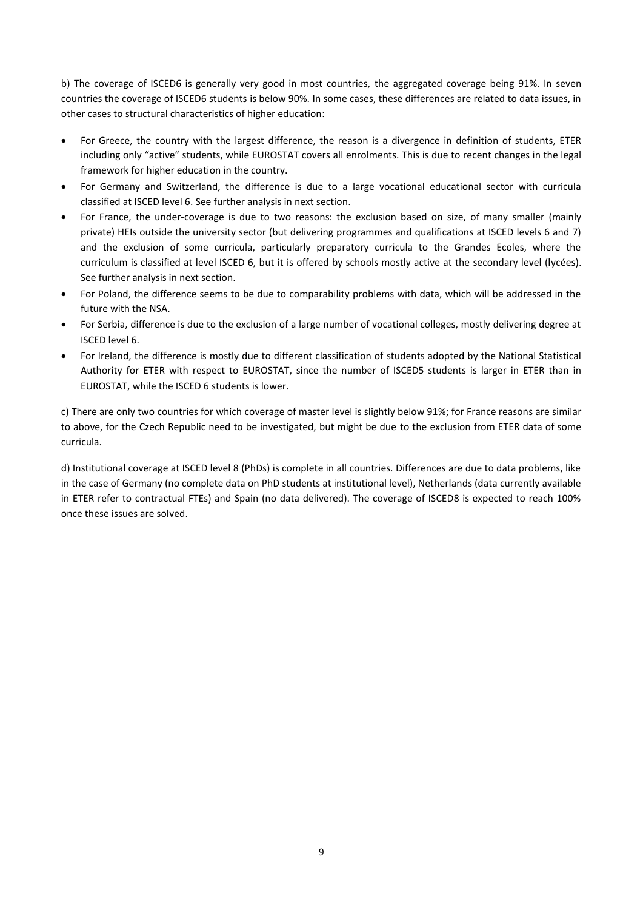b) The coverage of ISCED6 is generally very good in most countries, the aggregated coverage being 91%. In seven countries the coverage of ISCED6 students is below 90%. In some cases, these differences are related to data issues, in other cases to structural characteristics of higher education:

- For Greece, the country with the largest difference, the reason is a divergence in definition of students, ETER including only "active" students, while EUROSTAT covers all enrolments. This is due to recent changes in the legal framework for higher education in the country.
- For Germany and Switzerland, the difference is due to a large vocational educational sector with curricula classified at ISCED level 6. See further analysis in next section.
- For France, the under-coverage is due to two reasons: the exclusion based on size, of many smaller (mainly private) HEIs outside the university sector (but delivering programmes and qualifications at ISCED levels 6 and 7) and the exclusion of some curricula, particularly preparatory curricula to the Grandes Ecoles, where the curriculum is classified at level ISCED 6, but it is offered by schools mostly active at the secondary level (lycées). See further analysis in next section.
- For Poland, the difference seems to be due to comparability problems with data, which will be addressed in the future with the NSA.
- For Serbia, difference is due to the exclusion of a large number of vocational colleges, mostly delivering degree at ISCED level 6.
- For Ireland, the difference is mostly due to different classification of students adopted by the National Statistical Authority for ETER with respect to EUROSTAT, since the number of ISCED5 students is larger in ETER than in EUROSTAT, while the ISCED 6 students is lower.

c) There are only two countries for which coverage of master level is slightly below 91%; for France reasons are similar to above, for the Czech Republic need to be investigated, but might be due to the exclusion from ETER data of some curricula.

d) Institutional coverage at ISCED level 8 (PhDs) is complete in all countries. Differences are due to data problems, like in the case of Germany (no complete data on PhD students at institutional level), Netherlands (data currently available in ETER refer to contractual FTEs) and Spain (no data delivered). The coverage of ISCED8 is expected to reach 100% once these issues are solved.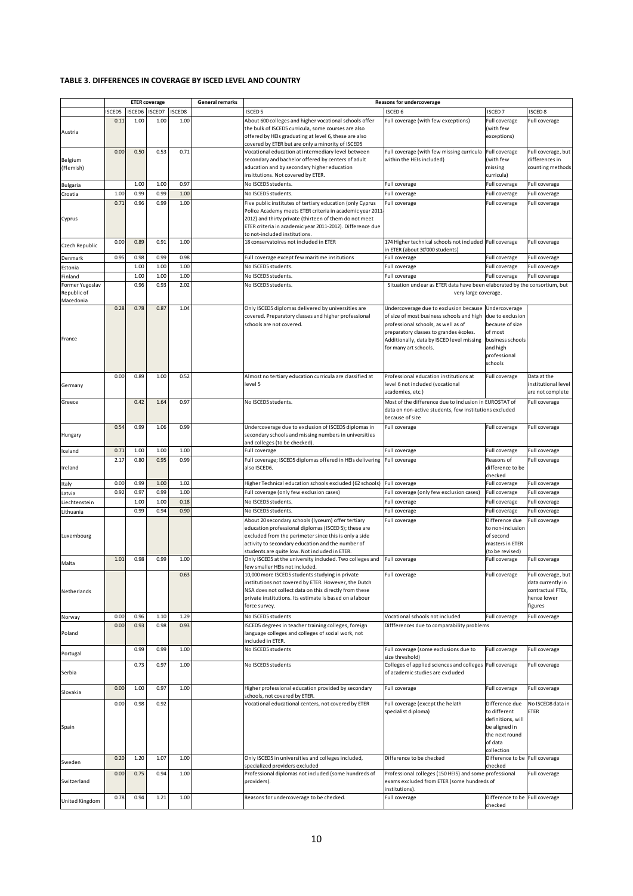### TABLE 3. DIFFERENCES IN COVERAGE BY ISCED LEVEL AND COUNTRY

| | ETER coverage | | | | General remarks | Reasons for undercoverage | | | |
|---|---|---|---|---|---|---|---|---|---|
| | ISCED5 | ISCED6 | ISCED7 | ISCED8 | | ISCED 5 | ISCED 6 | ISCED 7 | ISCED 8 |
| Austria | 0.11 | 1.00 | 1.00 | 1.00 | | About 600 colleges and higher vocational schools offer the bulk of ISCED5 curricula, some courses are also offered by HEIs graduating at level 6, these are also covered by ETER but are only a minority of ISCED5 | Full coverage (with few exceptions) | Full coverage (with few exceptions) | Full coverage |
| Belgium (Flemish) | 0.00 | 0.50 | 0.53 | 0.71 | | Vocational education at intermediary level between secondary and bachelor offered by centers of adult education and by secondary higher education insittutions. Not covered by ETER. | Full coverage (with few missing curricula within the HEIs included) | Full coverage (with few missing curricula) | Full coverage, but differences in counting methods |
| Bulgaria | | 1.00 | 1.00 | 0.97 | | No ISCED5 students. | Full coverage | Full coverage | Full coverage |
| Croatia | 1.00 | 0.99 | 0.99 | 1.00 | | No ISCED5 students. | Full coverage | Full coverage | Full coverage |
| Cyprus | 0.71 | 0.96 | 0.99 | 1.00 | | Five public institutes of tertiary education (only Cyprus Police Academy meets ETER criteria in academic year 2011-2012) and thirty private (thirteen of them do not meet ETER criteria in academic year 2011-2012). Difference due to not-included institutions. | Full coverage | Full coverage | Full coverage |
| Czech Republic | 0.00 | 0.89 | 0.91 | 1.00 | | 18 conservatoires not included in ETER | 174 Higher technical schools not included in ETER (about 30'000 students) | Full coverage | Full coverage |
| Denmark | 0.95 | 0.98 | 0.99 | 0.98 | | Full coverage except few maritime insitutions | Full coverage | Full coverage | Full coverage |
| Estonia | | 1.00 | 1.00 | 1.00 | | No ISCED5 students. | Full coverage | Full coverage | Full coverage |
| Finland | | 1.00 | 1.00 | 1.00 | | No ISCED5 students. | Full coverage | Full coverage | Full coverage |
| Former Yugoslav Republic of Macedonia | | 0.96 | 0.93 | 2.02 | | No ISCED5 students. | Situation unclear as ETER data have been elaborated by the consortium, but very large coverage. | | |
| France | 0.28 | 0.78 | 0.87 | 1.04 | | Only ISCED5 diplomas delivered by universities are covered. Preparatory classes and higher professional schools are not covered. | Undercoverage due to exclusion because of size of most business schools and high professional schools, as well as of preparatory classes to grandes écoles. Additionally, data by ISCED level missing for many art schools. | Undercoverage due to exclusion because of size of most business schools and high professional schools | |
| Germany | 0.00 | 0.89 | 1.00 | 0.52 | | Almost no tertiary education curricula are classified at level 5 | Professional education institutions at level 6 not included (vocational academies, etc.) | Full coverage | Data at the institutional level are not complete |
| Greece | | 0.42 | 1.64 | 0.97 | | No ISCED5 students. | Most of the difference due to inclusion in EUROSTAT of data on non-active students, few institutions excluded because of size | | Full coverage |
| Hungary | 0.54 | 0.99 | 1.06 | 0.99 | | Undercoverage due to exclusion of ISCED5 diplomas in secondary schools and missing numbers in universities and colleges (to be checked). | Full coverage | Full coverage | Full coverage |
| Iceland | 0.71 | 1.00 | 1.00 | 1.00 | | Full coverage | Full coverage | Full coverage | Full coverage |
| Ireland | 2.17 | 0.80 | 0.95 | 0.99 | | Full coverage; ISCED5 diplomas offered in HEIs delivering also ISCED6. | Full coverage | Reasons of difference to be checked | Full coverage |
| Italy | 0.00 | 0.99 | 1.00 | 1.02 | | Higher Technical education schools excluded (62 schools) | Full coverage | Full coverage | Full coverage |
| Latvia | 0.92 | 0.97 | 0.99 | 1.00 | | Full coverage (only few exclusion cases) | Full coverage (only few exclusion cases) | Full coverage | Full coverage |
| Liechtenstein | | 1.00 | 1.00 | 0.18 | | No ISCED5 students. | Full coverage | Full coverage | Full coverage |
| Lithuania | | 0.99 | 0.94 | 0.90 | | No ISCED5 students. | Full coverage | Full coverage | Full coverage |
| Luxembourg | | | | | | About 20 secondary schools (lyceum) offer tertiary education professional diplomas (ISCED 5); these are excluded from the perimeter since this is only a side activity to secondary education and the number of students are quite low. Not included in ETER. | Full coverage | Difference due to non-inclusion of second masters in ETER (to be revised) | Full coverage |
| Malta | 1.01 | 0.98 | 0.99 | 1.00 | | Only ISCED5 at the university included. Two colleges and few smaller HEIs not included. | Full coverage | Full coverage | Full coverage |
| Netherlands | | | | 0.63 | | 10,000 more ISCED5 students studying in private institutions not covered by ETER. However, the Dutch NSA does not collect data on this directly from these private institutions. Its estimate is based on a labour force survey. | Full coverage | Full coverage | Full coverage, but data currently in contractual FTEs, hence lower figures |
| Norway | 0.00 | 0.96 | 1.10 | 1.29 | | No ISCED5 students | Vocational schools not included | Full coverage | Full coverage |
| Poland | 0.00 | 0.93 | 0.98 | 0.93 | | ISCED5 degrees in teacher training colleges, foreign language colleges and colleges of social work, not included in ETER. | Diffferences due to comparability problems | | |
| Portugal | | 0.99 | 0.99 | 1.00 | | No ISCED5 students | Full coverage (some exclusions due to size threshold) | Full coverage | Full coverage |
| Serbia | | 0.73 | 0.97 | 1.00 | | No ISCED5 students | Colleges of applied sciences and colleges of academic studies are excluded | Full coverage | Full coverage |
| Slovakia | 0.00 | 1.00 | 0.97 | 1.00 | | Higher professional education provided by secondary schools, not covered by ETER. | Full coverage | Full coverage | Full coverage |
| Spain | 0.00 | 0.98 | 0.92 | | | Vocational educational centers, not covered by ETER | Full coverage (except the helath specialist diploma) | Difference due to different definitions, will be aligned in the next round of data collection | No ISCED8 data in ETER |
| Sweden | 0.20 | 1.20 | 1.07 | 1.00 | | Only ISCED5 in universities and colleges included, specialized providers excluded | Difference to be checked | Difference to be checked | Full coverage |
| Switzerland | 0.00 | 0.75 | 0.94 | 1.00 | | Professional diplomas not included (some hundreds of providers). | Professional colleges (150 HEIS) and some professional exams excluded from ETER (some hundreds of institutions). | | Full coverage |
| United Kingdom | 0.78 | 0.94 | 1.21 | 1.00 | | Reasons for undercoverage to be checked. | Full coverage | Difference to be checked | Full coverage |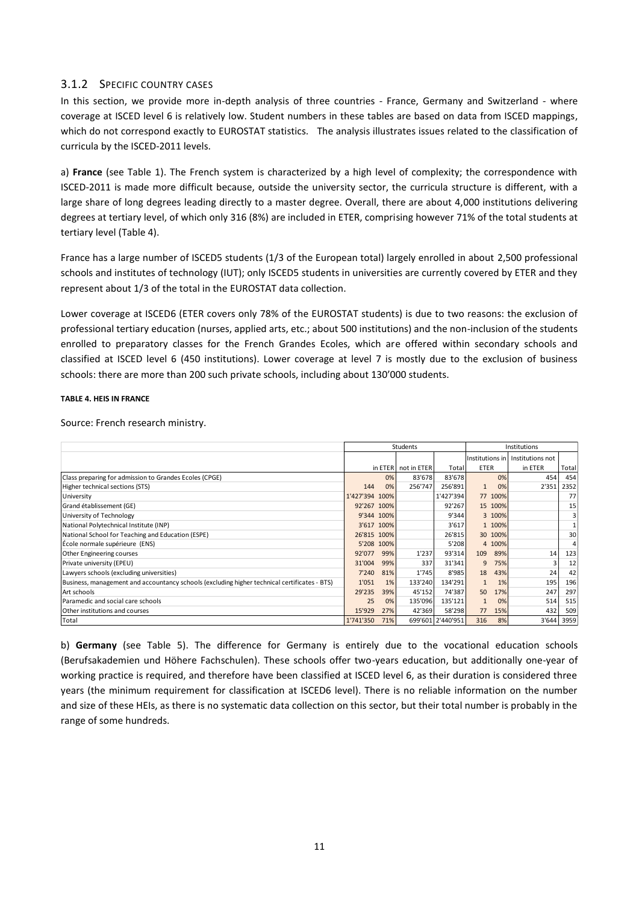### 3.1.2 Specific country cases

In this section, we provide more in-depth analysis of three countries - France, Germany and Switzerland - where coverage at ISCED level 6 is relatively low. Student numbers in these tables are based on data from ISCED mappings, which do not correspond exactly to EUROSTAT statistics. The analysis illustrates issues related to the classification of curricula by the ISCED-2011 levels.

a) **France** (see Table 1). The French system is characterized by a high level of complexity; the correspondence with ISCED-2011 is made more difficult because, outside the university sector, the curricula structure is different, with a large share of long degrees leading directly to a master degree. Overall, there are about 4,000 institutions delivering degrees at tertiary level, of which only 316 (8%) are included in ETER, comprising however 71% of the total students at tertiary level (Table 4).

France has a large number of ISCED5 students (1/3 of the European total) largely enrolled in about 2,500 professional schools and institutes of technology (IUT); only ISCED5 students in universities are currently covered by ETER and they represent about 1/3 of the total in the EUROSTAT data collection.

Lower coverage at ISCED6 (ETER covers only 78% of the EUROSTAT students) is due to two reasons: the exclusion of professional tertiary education (nurses, applied arts, etc.; about 500 institutions) and the non-inclusion of the students enrolled to preparatory classes for the French Grandes Ecoles, which are offered within secondary schools and classified at ISCED level 6 (450 institutions). Lower coverage at level 7 is mostly due to the exclusion of business schools: there are more than 200 such private schools, including about 130'000 students.

**TABLE 4. HEIS IN FRANCE**

Source: French research ministry.

| | Students | | | | Institutions | | | |
|---|---|---|---|---|---|---|---|---|
| | in ETER | | not in ETER | Total | Institutions in ETER | | Institutions not in ETER | Total |
| Class preparing for admission to Grandes Ecoles (CPGE) | | 0% | 83'678 | 83'678 | | 0% | 454 | 454 |
| Higher technical sections (STS) | 144 | 0% | 256'747 | 256'891 | 1 | 0% | 2'351 | 2352 |
| University | 1'427'394 | 100% | | 1'427'394 | 77 | 100% | | 77 |
| Grand établissement (GE) | 92'267 | 100% | | 92'267 | 15 | 100% | | 15 |
| University of Technology | 9'344 | 100% | | 9'344 | 3 | 100% | | 3 |
| National Polytechnical Institute (INP) | 3'617 | 100% | | 3'617 | 1 | 100% | | 1 |
| National School for Teaching and Education (ESPE) | 26'815 | 100% | | 26'815 | 30 | 100% | | 30 |
| École normale supérieure (ENS) | 5'208 | 100% | | 5'208 | 4 | 100% | | 4 |
| Other Engineering courses | 92'077 | 99% | 1'237 | 93'314 | 109 | 89% | 14 | 123 |
| Private university (EPEU) | 31'004 | 99% | 337 | 31'341 | 9 | 75% | 3 | 12 |
| Lawyers schools (excluding universities) | 7'240 | 81% | 1'745 | 8'985 | 18 | 43% | 24 | 42 |
| Business, management and accountancy schools (excluding higher technical certificates - BTS) | 1'051 | 1% | 133'240 | 134'291 | 1 | 1% | 195 | 196 |
| Art schools | 29'235 | 39% | 45'152 | 74'387 | 50 | 17% | 247 | 297 |
| Paramedic and social care schools | 25 | 0% | 135'096 | 135'121 | 1 | 0% | 514 | 515 |
| Other institutions and courses | 15'929 | 27% | 42'369 | 58'298 | 77 | 15% | 432 | 509 |
| Total | 1'741'350 | 71% | 699'601 | 2'440'951 | 316 | 8% | 3'644 | 3959 |

b) **Germany** (see Table 5). The difference for Germany is entirely due to the vocational education schools (Berufsakademien und Höhere Fachschulen). These schools offer two-years education, but additionally one-year of working practice is required, and therefore have been classified at ISCED level 6, as their duration is considered three years (the minimum requirement for classification at ISCED6 level). There is no reliable information on the number and size of these HEIs, as there is no systematic data collection on this sector, but their total number is probably in the range of some hundreds.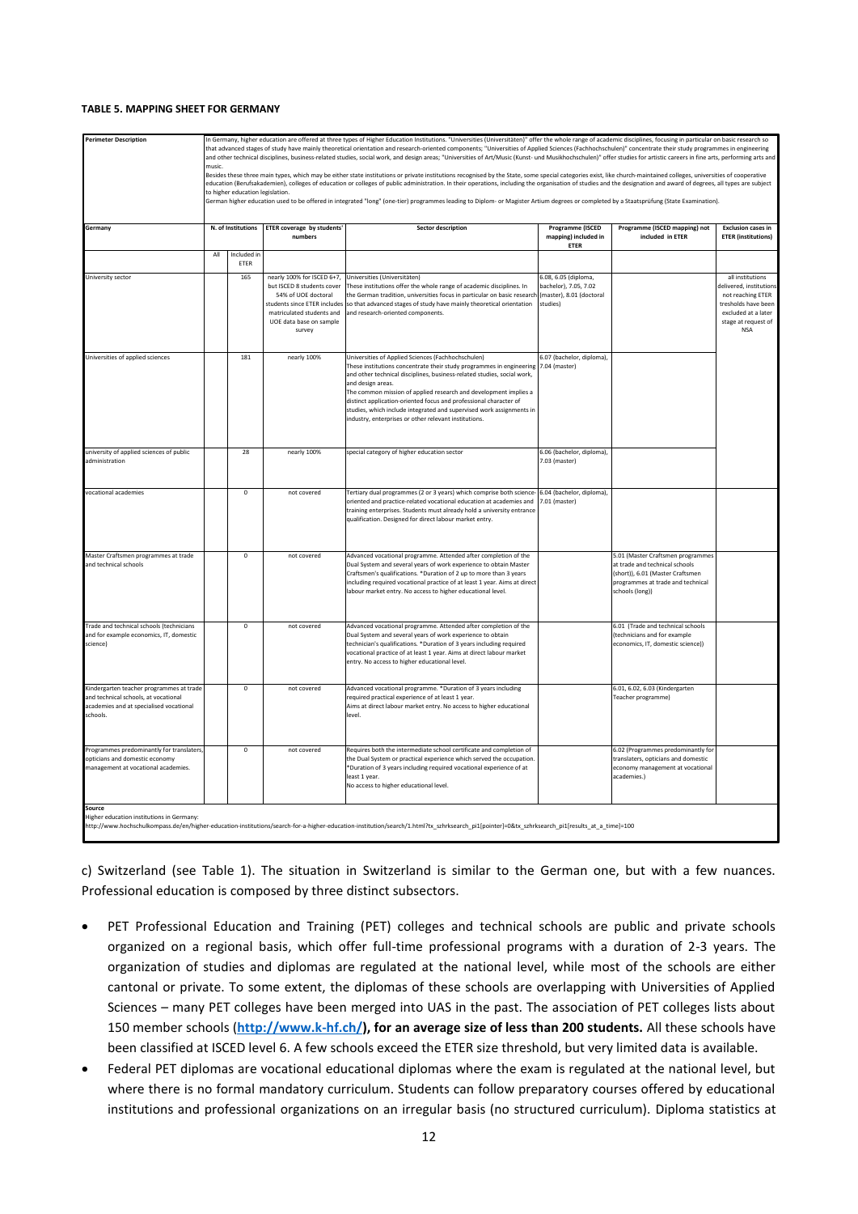**TABLE 5. MAPPING SHEET FOR GERMANY**

| Perimeter Description | In Germany, higher education are offered at three types of Higher Education Institutions. "Universities (Universitäten)" offer the whole range of academic disciplines, focusing in particular on basic research so that advanced stages of study have mainly theoretical orientation and research-oriented components; "Universities of Applied Sciences (Fachhochschulen)" concentrate their study programmes in engineering and other technical disciplines, business-related studies, social work, and design areas; "Universities of Art/Music (Kunst- und Musikhochschulen)" offer studies for artistic careers in fine arts, performing arts and music. Besides these three main types, which may be either state institutions or private institutions recognised by the State, some special categories exist, like church-maintained colleges, universities of cooperative education (Berufsakademien), colleges of education or colleges of public administration. In their operations, including the organisation of studies and the designation and award of degrees, all types are subject to higher education legislation. German higher education used to be offered in integrated "long" (one-tier) programmes leading to Diplom- or Magister Artium degrees or completed by a Staatsprüfung (State Examination). | | | | | | |
|---|---|---|---|---|---|---|---|
| **Germany** | **N. of Institutions** | | **ETER coverage by students' numbers** | **Sector description** | **Programme (ISCED mapping) included in ETER** | **Programme (ISCED mapping) not included in ETER** | **Exclusion cases in ETER (Institutions)** |
| | All | Included in ETER | | | | | |
| University sector | | 165 | nearly 100% for ISCED 6+7, but ISCED 8 students cover 54% of UOE doctoral students since ETER includes matriculated students and UOE data base on sample survey | Universities (Universitäten) These institutions offer the whole range of academic disciplines. In the German tradition, universities focus in particular on basic research so that advanced stages of study have mainly theoretical orientation and research-oriented components. | 6.08, 6.05 (diploma, bachelor), 7.05, 7.02 (master), 8.01 (doctoral studies) | | all institutions delivered, institutions not reaching ETER tresholds have been excluded at a later stage at request of NSA |
| Universities of applied sciences | | 181 | nearly 100% | Universities of Applied Sciences (Fachhochschulen) These institutions concentrate their study programmes in engineering and other technical disciplines, business-related studies, social work, and design areas. The common mission of applied research and development implies a distinct application-oriented focus and professional character of studies, which include integrated and supervised work assignments in industry, enterprises or other relevant institutions. | 6.07 (bachelor, diploma), 7.04 (master) | | |
| university of applied sciences of public administration | | 28 | nearly 100% | special category of higher education sector | 6.06 (bachelor, diploma), 7.03 (master) | | |
| vocational academies | | 0 | not covered | Tertiary dual programmes (2 or 3 years) which comprise both science-oriented and practice-related vocational education at academies and training enterprises. Students must already hold a university entrance qualification. Designed for direct labour market entry. | 6.04 (bachelor, diploma), 7.01 (master) | | |
| Master Craftsmen programmes at trade and technical schools | | 0 | not covered | Advanced vocational programme. Attended after completion of the Dual System and several years of work experience to obtain Master Craftsmen's qualifications. *Duration of 2 up to more than 3 years including required vocational practice of at least 1 year. Aims at direct labour market entry. No access to higher educational level. | | 5.01 (Master Craftsmen programmes at trade and technical schools (short)), 6.01 (Master Craftsmen programmes at trade and technical schools (long)) | |
| Trade and technical schools (technicians and for example economics, IT, domestic science) | | 0 | not covered | Advanced vocational programme. Attended after completion of the Dual System and several years of work experience to obtain technician's qualifications. *Duration of 3 years including required vocational practice of at least 1 year. Aims at direct labour market entry. No access to higher educational level. | | 6.01 (Trade and technical schools (technicians and for example economics, IT, domestic science)) | |
| Kindergarten teacher programmes at trade and technical schools, at vocational academies and at specialised vocational schools. | | 0 | not covered | Advanced vocational programme. *Duration of 3 years including required practical experience of at least 1 year. Aims at direct labour market entry. No access to higher educational level. | | 6.01, 6.02, 6.03 (Kindergarten Teacher programme) | |
| Programmes predominantly for translaters, opticians and domestic economy management at vocational academies. | | 0 | not covered | Requires both the intermediate school certificate and completion of the Dual System or practical experience which served the occupation. *Duration of 3 years including required vocational experience of at least 1 year. No access to higher educational level. | | 6.02 (Programmes predominantly for translaters, opticians and domestic economy management at vocational academies.) | |

**Source**
Higher education institutions in Germany:
http://www.hochschulkompass.de/en/higher-education-institutions/search-for-a-higher-education-institution/search/1.html?tx_szhrksearch_pi1[pointer]=0&tx_szhrksearch_pi1[results_at_a_time]=100

c) Switzerland (see Table 1). The situation in Switzerland is similar to the German one, but with a few nuances. Professional education is composed by three distinct subsectors.

- PET Professional Education and Training (PET) colleges and technical schools are public and private schools organized on a regional basis, which offer full-time professional programs with a duration of 2-3 years. The organization of studies and diplomas are regulated at the national level, while most of the schools are either cantonal or private. To some extent, the diplomas of these schools are overlapping with Universities of Applied Sciences – many PET colleges have been merged into UAS in the past. The association of PET colleges lists about 150 member schools (**http://www.k-hf.ch/), for an average size of less than 200 students.** All these schools have been classified at ISCED level 6. A few schools exceed the ETER size threshold, but very limited data is available.
- Federal PET diplomas are vocational educational diplomas where the exam is regulated at the national level, but where there is no formal mandatory curriculum. Students can follow preparatory courses offered by educational institutions and professional organizations on an irregular basis (no structured curriculum). Diploma statistics at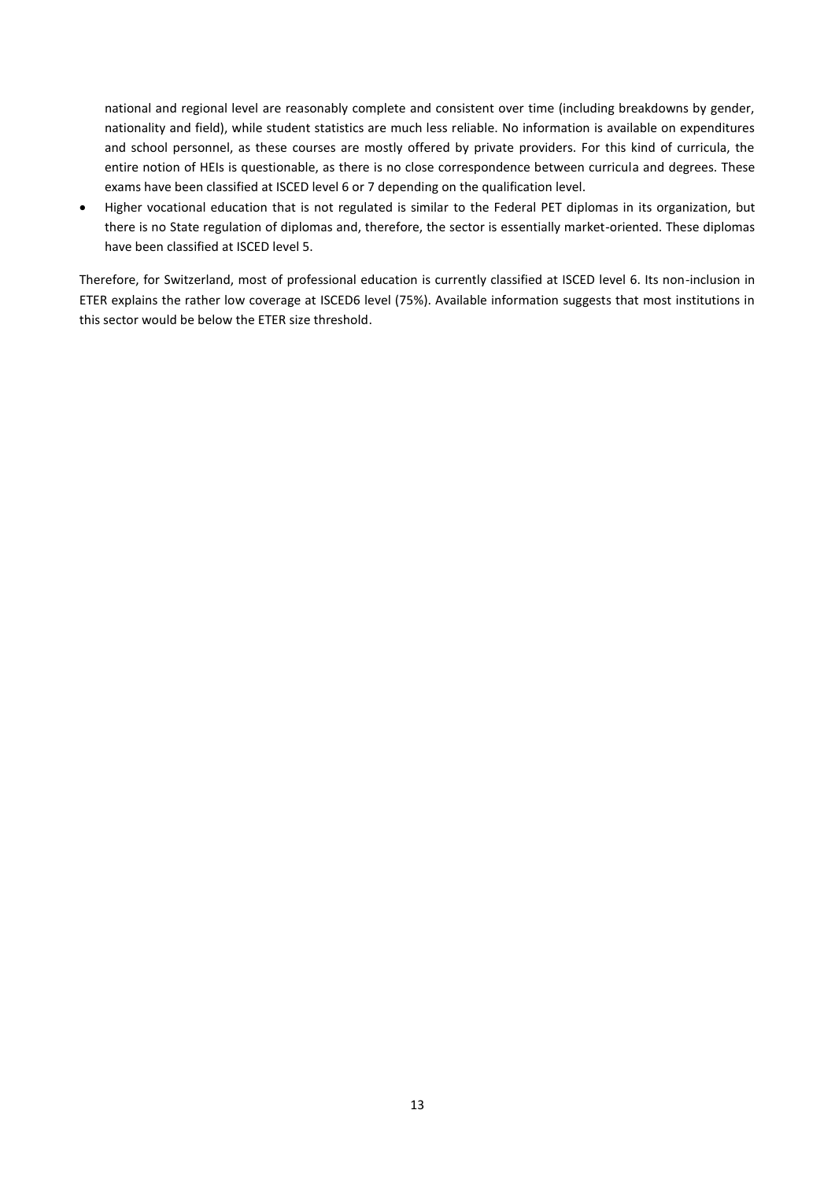national and regional level are reasonably complete and consistent over time (including breakdowns by gender, nationality and field), while student statistics are much less reliable. No information is available on expenditures and school personnel, as these courses are mostly offered by private providers. For this kind of curricula, the entire notion of HEIs is questionable, as there is no close correspondence between curricula and degrees. These exams have been classified at ISCED level 6 or 7 depending on the qualification level.

- Higher vocational education that is not regulated is similar to the Federal PET diplomas in its organization, but there is no State regulation of diplomas and, therefore, the sector is essentially market-oriented. These diplomas have been classified at ISCED level 5.

Therefore, for Switzerland, most of professional education is currently classified at ISCED level 6. Its non-inclusion in ETER explains the rather low coverage at ISCED6 level (75%). Available information suggests that most institutions in this sector would be below the ETER size threshold.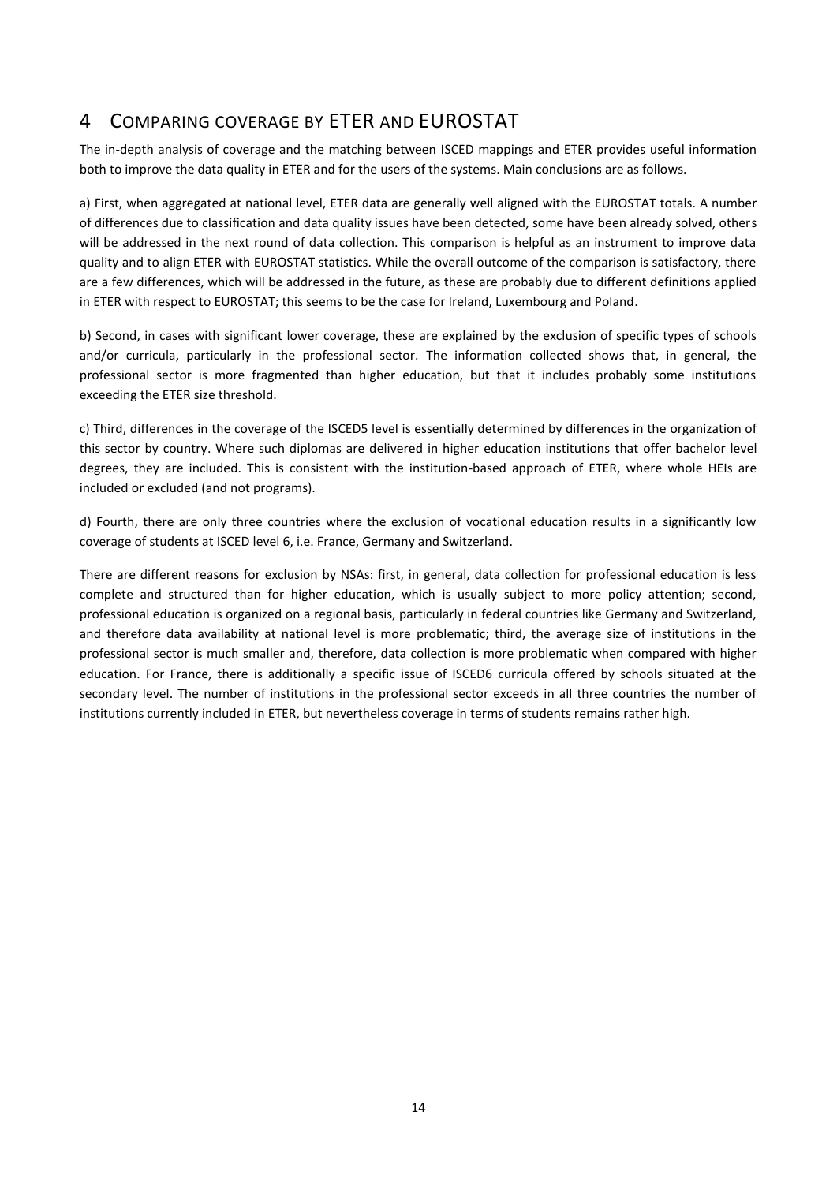# 4 COMPARING COVERAGE BY ETER AND EUROSTAT

The in-depth analysis of coverage and the matching between ISCED mappings and ETER provides useful information both to improve the data quality in ETER and for the users of the systems. Main conclusions are as follows.

a) First, when aggregated at national level, ETER data are generally well aligned with the EUROSTAT totals. A number of differences due to classification and data quality issues have been detected, some have been already solved, others will be addressed in the next round of data collection. This comparison is helpful as an instrument to improve data quality and to align ETER with EUROSTAT statistics. While the overall outcome of the comparison is satisfactory, there are a few differences, which will be addressed in the future, as these are probably due to different definitions applied in ETER with respect to EUROSTAT; this seems to be the case for Ireland, Luxembourg and Poland.

b) Second, in cases with significant lower coverage, these are explained by the exclusion of specific types of schools and/or curricula, particularly in the professional sector. The information collected shows that, in general, the professional sector is more fragmented than higher education, but that it includes probably some institutions exceeding the ETER size threshold.

c) Third, differences in the coverage of the ISCED5 level is essentially determined by differences in the organization of this sector by country. Where such diplomas are delivered in higher education institutions that offer bachelor level degrees, they are included. This is consistent with the institution-based approach of ETER, where whole HEIs are included or excluded (and not programs).

d) Fourth, there are only three countries where the exclusion of vocational education results in a significantly low coverage of students at ISCED level 6, i.e. France, Germany and Switzerland.

There are different reasons for exclusion by NSAs: first, in general, data collection for professional education is less complete and structured than for higher education, which is usually subject to more policy attention; second, professional education is organized on a regional basis, particularly in federal countries like Germany and Switzerland, and therefore data availability at national level is more problematic; third, the average size of institutions in the professional sector is much smaller and, therefore, data collection is more problematic when compared with higher education. For France, there is additionally a specific issue of ISCED6 curricula offered by schools situated at the secondary level. The number of institutions in the professional sector exceeds in all three countries the number of institutions currently included in ETER, but nevertheless coverage in terms of students remains rather high.